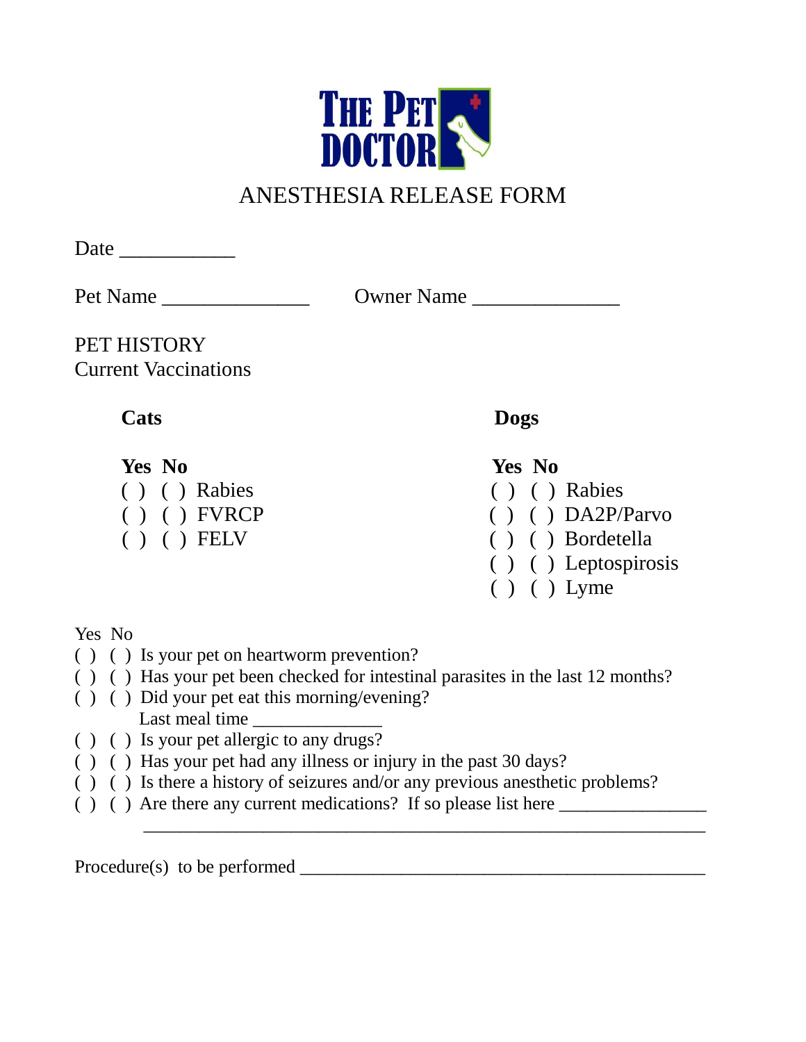THE PET DOCTOR

# ANESTHESIA RELEASE FORM

Date ___________

Pet Name ______________ Owner Name ______________

PET HISTORY

Current Vaccinations

**Cats**

**Yes No**

( ) ( ) Rabies

( ) ( ) FVRCP

( ) ( ) FELV

**Dogs**

**Yes No**

( ) ( ) Rabies

( ) ( ) DA2P/Parvo

( ) ( ) Bordetella

( ) ( ) Leptospirosis

( ) ( ) Lyme

Yes No

( ) ( ) Is your pet on heartworm prevention?

( ) ( ) Has your pet been checked for intestinal parasites in the last 12 months?

( ) ( ) Did your pet eat this morning/evening?

Last meal time ______________

( ) ( ) Is your pet allergic to any drugs?

( ) ( ) Has your pet had any illness or injury in the past 30 days?

( ) ( ) Is there a history of seizures and/or any previous anesthetic problems?

( ) ( ) Are there any current medications? If so please list here ________________

_______________________________________________________________

Procedure(s) to be performed _____________________________________________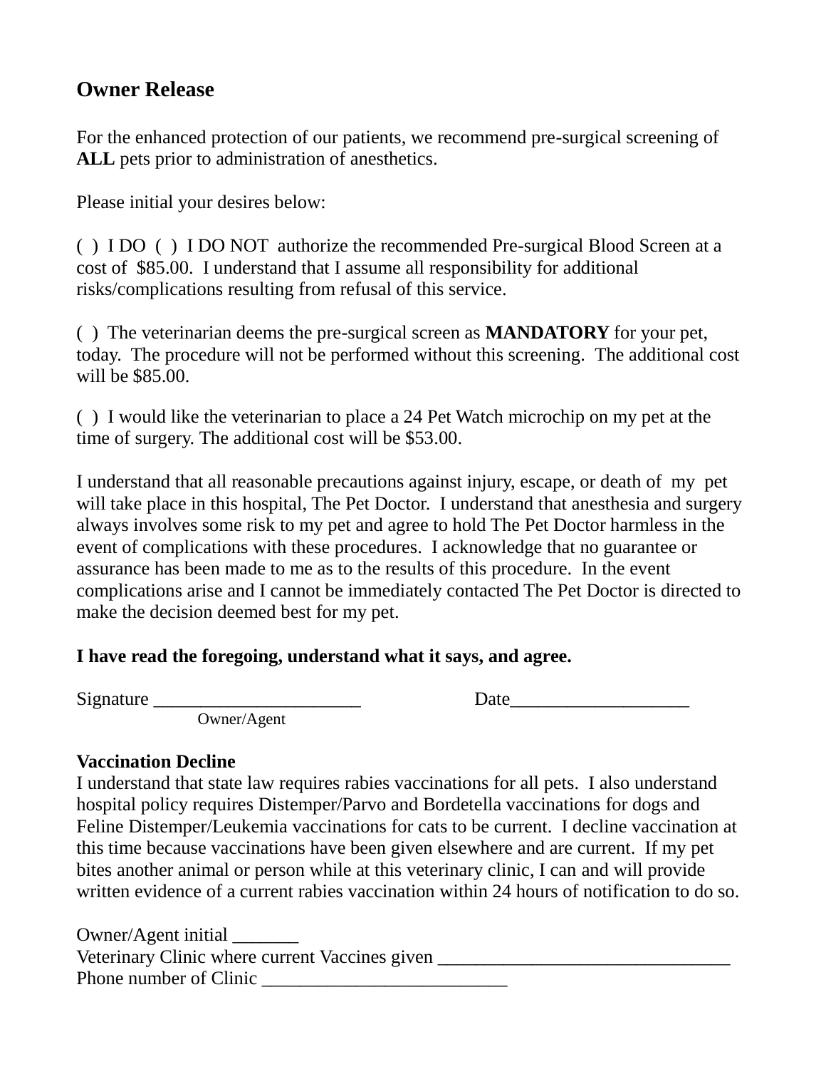## Owner Release

For the enhanced protection of our patients, we recommend pre-surgical screening of **ALL** pets prior to administration of anesthetics.

Please initial your desires below:

( ) I DO ( ) I DO NOT authorize the recommended Pre-surgical Blood Screen at a cost of $85.00. I understand that I assume all responsibility for additional risks/complications resulting from refusal of this service.

( ) The veterinarian deems the pre-surgical screen as **MANDATORY** for your pet, today. The procedure will not be performed without this screening. The additional cost will be $85.00.

( ) I would like the veterinarian to place a 24 Pet Watch microchip on my pet at the time of surgery. The additional cost will be $53.00.

I understand that all reasonable precautions against injury, escape, or death of my pet will take place in this hospital, The Pet Doctor. I understand that anesthesia and surgery always involves some risk to my pet and agree to hold The Pet Doctor harmless in the event of complications with these procedures. I acknowledge that no guarantee or assurance has been made to me as to the results of this procedure. In the event complications arise and I cannot be immediately contacted The Pet Doctor is directed to make the decision deemed best for my pet.

**I have read the foregoing, understand what it says, and agree.**

Signature ______________________ Date___________________
Owner/Agent

**Vaccination Decline**
I understand that state law requires rabies vaccinations for all pets. I also understand hospital policy requires Distemper/Parvo and Bordetella vaccinations for dogs and Feline Distemper/Leukemia vaccinations for cats to be current. I decline vaccination at this time because vaccinations have been given elsewhere and are current. If my pet bites another animal or person while at this veterinary clinic, I can and will provide written evidence of a current rabies vaccination within 24 hours of notification to do so.

Owner/Agent initial _______
Veterinary Clinic where current Vaccines given _______________________________
Phone number of Clinic __________________________